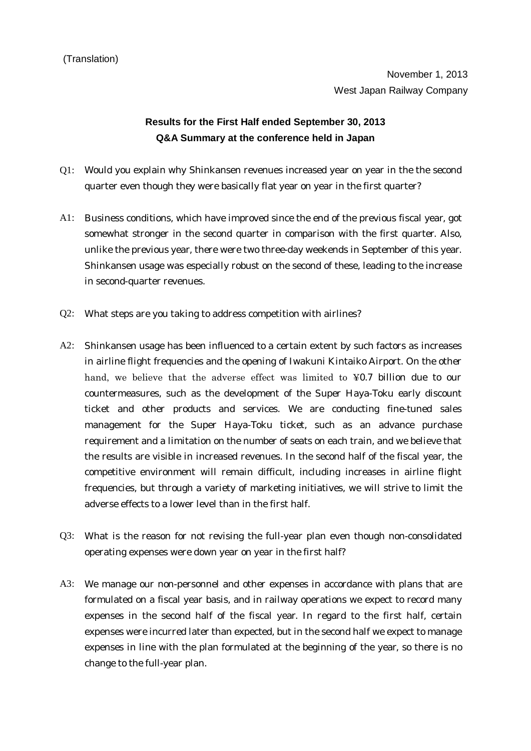(Translation)

November 1, 2013
West Japan Railway Company

## Results for the First Half ended September 30, 2013
## Q&A Summary at the conference held in Japan

Q1: Would you explain why Shinkansen revenues increased year on year in the the second quarter even though they were basically flat year on year in the first quarter?

A1: Business conditions, which have improved since the end of the previous fiscal year, got somewhat stronger in the second quarter in comparison with the first quarter. Also, unlike the previous year, there were two three-day weekends in September of this year. Shinkansen usage was especially robust on the second of these, leading to the increase in second-quarter revenues.

Q2: What steps are you taking to address competition with airlines?

A2: Shinkansen usage has been influenced to a certain extent by such factors as increases in airline flight frequencies and the opening of Iwakuni Kintaiko Airport. On the other hand, we believe that the adverse effect was limited to ¥0.7 billion due to our countermeasures, such as the development of the Super Haya-Toku early discount ticket and other products and services. We are conducting fine-tuned sales management for the Super Haya-Toku ticket, such as an advance purchase requirement and a limitation on the number of seats on each train, and we believe that the results are visible in increased revenues. In the second half of the fiscal year, the competitive environment will remain difficult, including increases in airline flight frequencies, but through a variety of marketing initiatives, we will strive to limit the adverse effects to a lower level than in the first half.

Q3: What is the reason for not revising the full-year plan even though non-consolidated operating expenses were down year on year in the first half?

A3: We manage our non-personnel and other expenses in accordance with plans that are formulated on a fiscal year basis, and in railway operations we expect to record many expenses in the second half of the fiscal year. In regard to the first half, certain expenses were incurred later than expected, but in the second half we expect to manage expenses in line with the plan formulated at the beginning of the year, so there is no change to the full-year plan.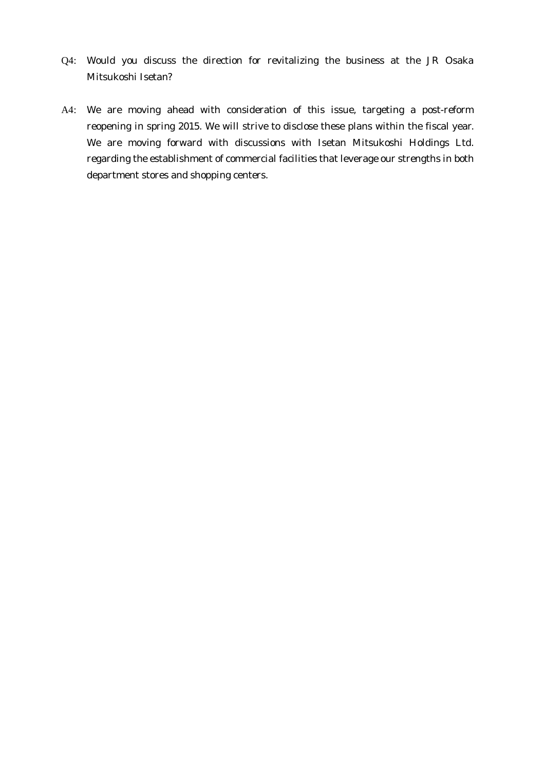Q4: Would you discuss the direction for revitalizing the business at the JR Osaka Mitsukoshi Isetan?

A4: We are moving ahead with consideration of this issue, targeting a post-reform reopening in spring 2015. We will strive to disclose these plans within the fiscal year. We are moving forward with discussions with Isetan Mitsukoshi Holdings Ltd. regarding the establishment of commercial facilities that leverage our strengths in both department stores and shopping centers.